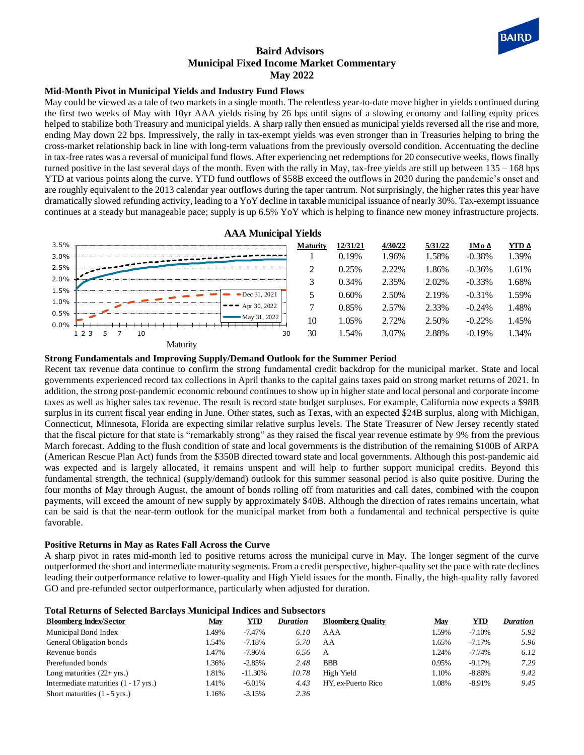# Baird Advisors
## Municipal Fixed Income Market Commentary
## May 2022

### Mid-Month Pivot in Municipal Yields and Industry Fund Flows

May could be viewed as a tale of two markets in a single month. The relentless year-to-date move higher in yields continued during the first two weeks of May with 10yr AAA yields rising by 26 bps until signs of a slowing economy and falling equity prices helped to stabilize both Treasury and municipal yields. A sharp rally then ensued as municipal yields reversed all the rise and more, ending May down 22 bps. Impressively, the rally in tax-exempt yields was even stronger than in Treasuries helping to bring the cross-market relationship back in line with long-term valuations from the previously oversold condition. Accentuating the decline in tax-free rates was a reversal of municipal fund flows. After experiencing net redemptions for 20 consecutive weeks, flows finally turned positive in the last several days of the month. Even with the rally in May, tax-free yields are still up between 135 – 168 bps YTD at various points along the curve. YTD fund outflows of $58B exceed the outflows in 2020 during the pandemic's onset and are roughly equivalent to the 2013 calendar year outflows during the taper tantrum. Not surprisingly, the higher rates this year have dramatically slowed refunding activity, leading to a YoY decline in taxable municipal issuance of nearly 30%. Tax-exempt issuance continues at a steady but manageable pace; supply is up 6.5% YoY which is helping to finance new money infrastructure projects.

**AAA Municipal Yields**

| Maturity | 12/31/21 | 4/30/22 | 5/31/22 | 1Mo Δ | YTD Δ |
|---|---|---|---|---|---|
| 1 | 0.19% | 1.96% | 1.58% | -0.38% | 1.39% |
| 2 | 0.25% | 2.22% | 1.86% | -0.36% | 1.61% |
| 3 | 0.34% | 2.35% | 2.02% | -0.33% | 1.68% |
| 5 | 0.60% | 2.50% | 2.19% | -0.31% | 1.59% |
| 7 | 0.85% | 2.57% | 2.33% | -0.24% | 1.48% |
| 10 | 1.05% | 2.72% | 2.50% | -0.22% | 1.45% |
| 30 | 1.54% | 3.07% | 2.88% | -0.19% | 1.34% |

### Strong Fundamentals and Improving Supply/Demand Outlook for the Summer Period

Recent tax revenue data continue to confirm the strong fundamental credit backdrop for the municipal market. State and local governments experienced record tax collections in April thanks to the capital gains taxes paid on strong market returns of 2021. In addition, the strong post-pandemic economic rebound continues to show up in higher state and local personal and corporate income taxes as well as higher sales tax revenue. The result is record state budget surpluses. For example, California now expects a $98B surplus in its current fiscal year ending in June. Other states, such as Texas, with an expected $24B surplus, along with Michigan, Connecticut, Minnesota, Florida are expecting similar relative surplus levels. The State Treasurer of New Jersey recently stated that the fiscal picture for that state is "remarkably strong" as they raised the fiscal year revenue estimate by 9% from the previous March forecast. Adding to the flush condition of state and local governments is the distribution of the remaining $100B of ARPA (American Rescue Plan Act) funds from the $350B directed toward state and local governments. Although this post-pandemic aid was expected and is largely allocated, it remains unspent and will help to further support municipal credits. Beyond this fundamental strength, the technical (supply/demand) outlook for this summer seasonal period is also quite positive. During the four months of May through August, the amount of bonds rolling off from maturities and call dates, combined with the coupon payments, will exceed the amount of new supply by approximately $40B. Although the direction of rates remains uncertain, what can be said is that the near-term outlook for the municipal market from both a fundamental and technical perspective is quite favorable.

### Positive Returns in May as Rates Fall Across the Curve

A sharp pivot in rates mid-month led to positive returns across the municipal curve in May. The longer segment of the curve outperformed the short and intermediate maturity segments. From a credit perspective, higher-quality set the pace with rate declines leading their outperformance relative to lower-quality and High Yield issues for the month. Finally, the high-quality rally favored GO and pre-refunded sector outperformance, particularly when adjusted for duration.

**Total Returns of Selected Barclays Municipal Indices and Subsectors**

| Bloomberg Index/Sector | May | YTD | *Duration* | Bloomberg Quality | May | YTD | *Duration* |
|---|---|---|---|---|---|---|---|
| Municipal Bond Index | 1.49% | -7.47% | *6.10* | AAA | 1.59% | -7.10% | *5.92* |
| General Obligation bonds | 1.54% | -7.18% | *5.70* | AA | 1.65% | -7.17% | *5.96* |
| Revenue bonds | 1.47% | -7.96% | *6.56* | A | 1.24% | -7.74% | *6.12* |
| Prerefunded bonds | 1.36% | -2.85% | *2.48* | BBB | 0.95% | -9.17% | *7.29* |
| Long maturities (22+ yrs.) | 1.81% | -11.30% | *10.78* | High Yield | 1.10% | -8.86% | *9.42* |
| Intermediate maturities (1 - 17 yrs.) | 1.41% | -6.01% | *4.43* | HY, ex-Puerto Rico | 1.08% | -8.91% | *9.45* |
| Short maturities (1 - 5 yrs.) | 1.16% | -3.15% | *2.36* | | | | |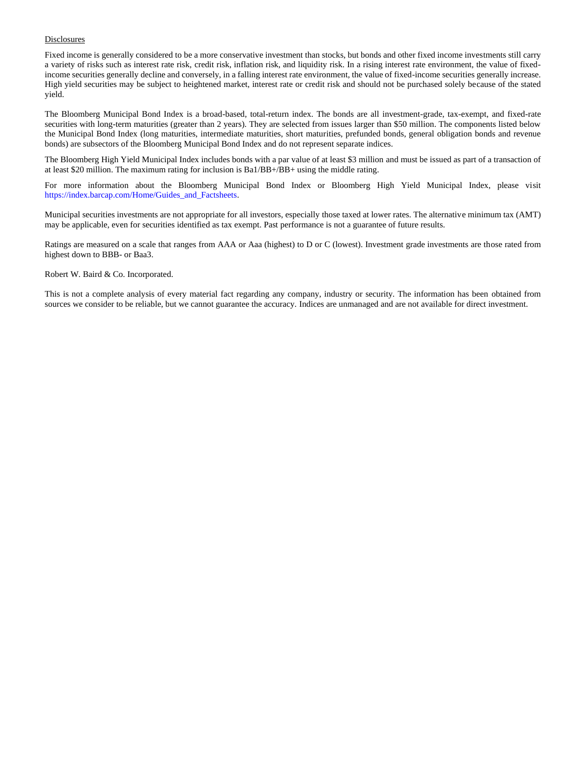Disclosures

Fixed income is generally considered to be a more conservative investment than stocks, but bonds and other fixed income investments still carry a variety of risks such as interest rate risk, credit risk, inflation risk, and liquidity risk. In a rising interest rate environment, the value of fixed-income securities generally decline and conversely, in a falling interest rate environment, the value of fixed-income securities generally increase. High yield securities may be subject to heightened market, interest rate or credit risk and should not be purchased solely because of the stated yield.

The Bloomberg Municipal Bond Index is a broad-based, total-return index. The bonds are all investment-grade, tax-exempt, and fixed-rate securities with long-term maturities (greater than 2 years). They are selected from issues larger than $50 million. The components listed below the Municipal Bond Index (long maturities, intermediate maturities, short maturities, prefunded bonds, general obligation bonds and revenue bonds) are subsectors of the Bloomberg Municipal Bond Index and do not represent separate indices.

The Bloomberg High Yield Municipal Index includes bonds with a par value of at least $3 million and must be issued as part of a transaction of at least $20 million. The maximum rating for inclusion is Ba1/BB+/BB+ using the middle rating.

For more information about the Bloomberg Municipal Bond Index or Bloomberg High Yield Municipal Index, please visit https://index.barcap.com/Home/Guides_and_Factsheets.

Municipal securities investments are not appropriate for all investors, especially those taxed at lower rates. The alternative minimum tax (AMT) may be applicable, even for securities identified as tax exempt. Past performance is not a guarantee of future results.

Ratings are measured on a scale that ranges from AAA or Aaa (highest) to D or C (lowest). Investment grade investments are those rated from highest down to BBB- or Baa3.

Robert W. Baird & Co. Incorporated.

This is not a complete analysis of every material fact regarding any company, industry or security. The information has been obtained from sources we consider to be reliable, but we cannot guarantee the accuracy. Indices are unmanaged and are not available for direct investment.